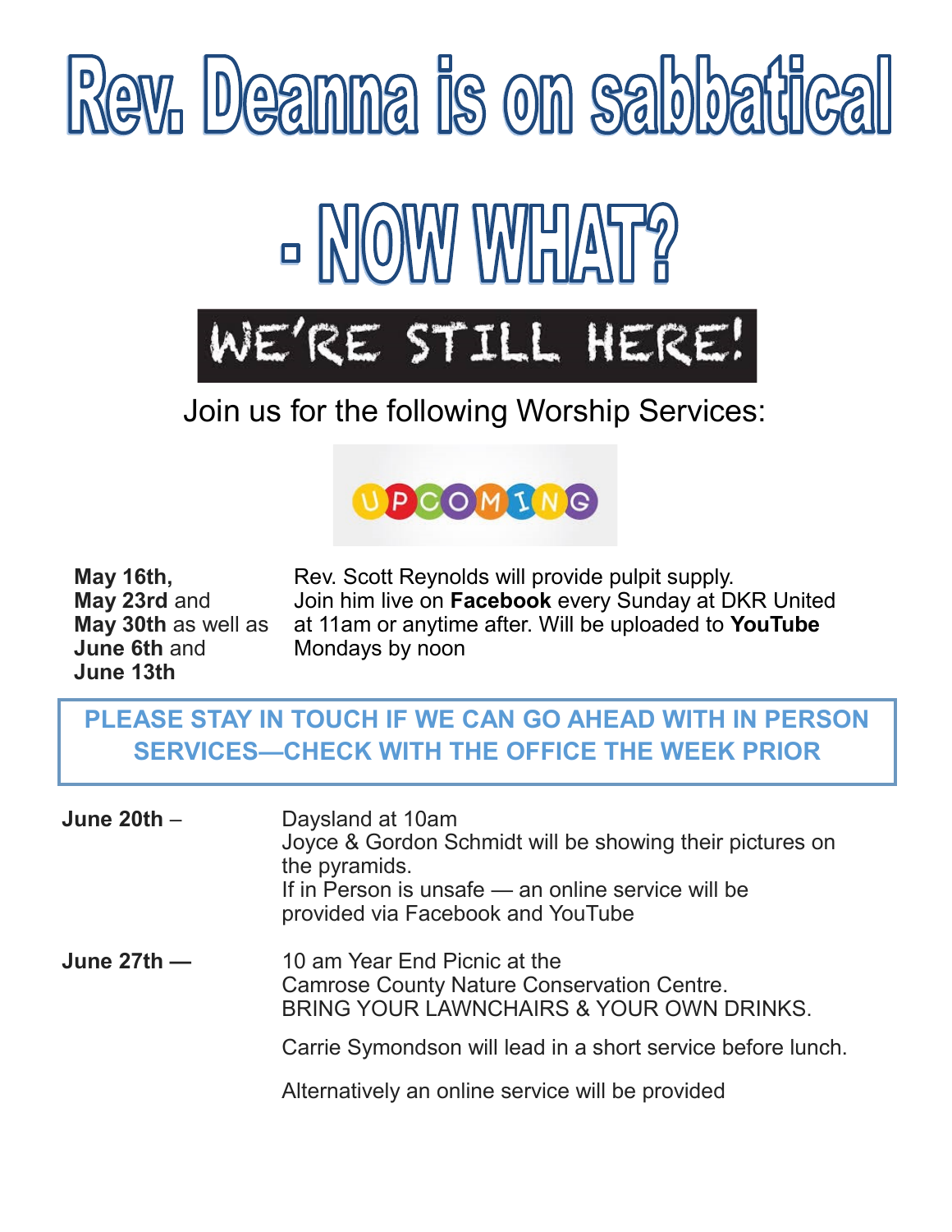# Rev. Deanna is on sabbatical

# - NOW WHAT?

## WE'RE STILL HERE!

Join us for the following Worship Services:

UPCOMING

**May 16th, May 23rd** and **May 30th** as well as **June 6th** and **June 13th**

Rev. Scott Reynolds will provide pulpit supply. Join him live on **Facebook** every Sunday at DKR United at 11am or anytime after. Will be uploaded to **YouTube** Mondays by noon

**PLEASE STAY IN TOUCH IF WE CAN GO AHEAD WITH IN PERSON SERVICES—CHECK WITH THE OFFICE THE WEEK PRIOR**

**June 20th** –

Daysland at 10am
Joyce & Gordon Schmidt will be showing their pictures on the pyramids.
If in Person is unsafe — an online service will be provided via Facebook and YouTube

**June 27th —**

10 am Year End Picnic at the Camrose County Nature Conservation Centre.
BRING YOUR LAWNCHAIRS & YOUR OWN DRINKS.

Carrie Symondson will lead in a short service before lunch.

Alternatively an online service will be provided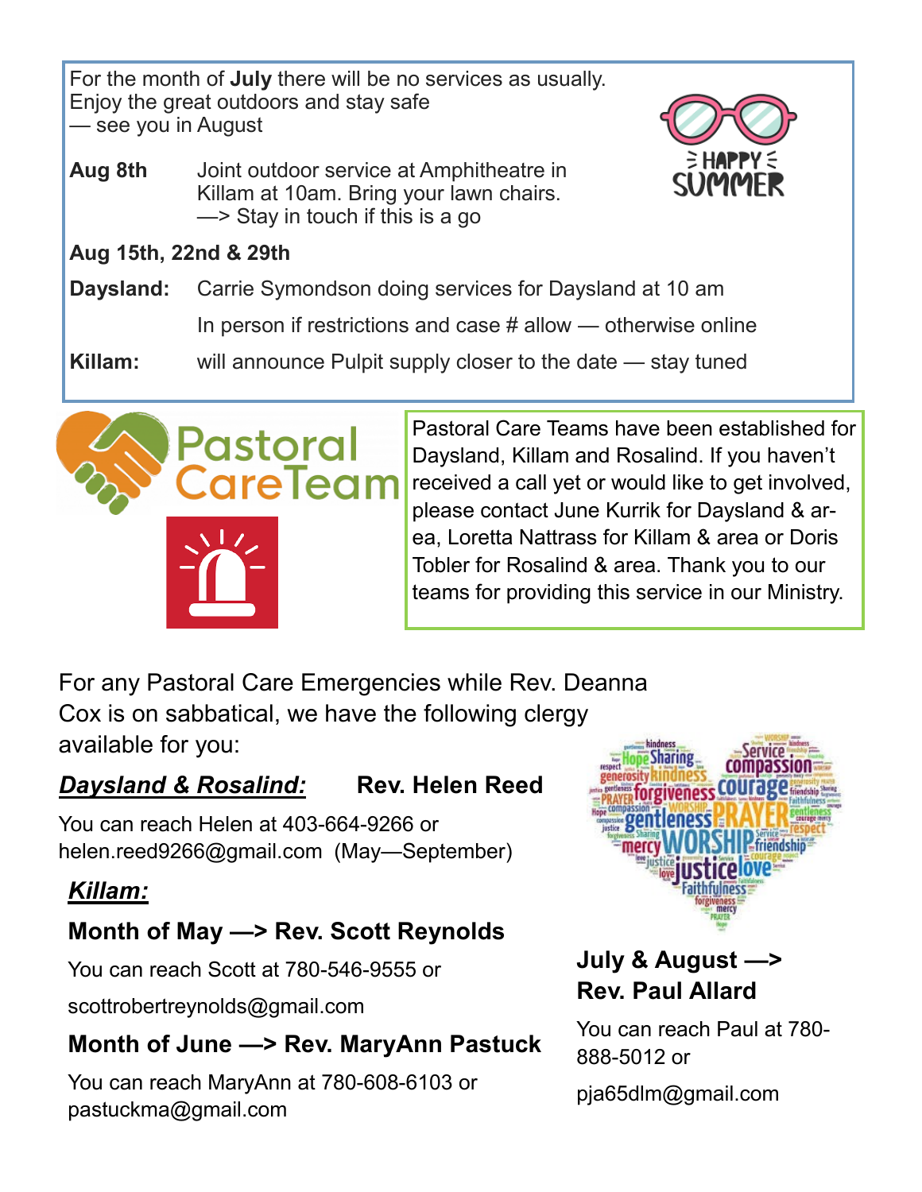For the month of **July** there will be no services as usually. Enjoy the great outdoors and stay safe — see you in August

**Aug 8th** Joint outdoor service at Amphitheatre in Killam at 10am. Bring your lawn chairs. —> Stay in touch if this is a go

**Aug 15th, 22nd & 29th**

**Daysland:** Carrie Symondson doing services for Daysland at 10 am

In person if restrictions and case # allow — otherwise online

**Killam:** will announce Pulpit supply closer to the date — stay tuned

Pastoral CareTeam

Pastoral Care Teams have been established for Daysland, Killam and Rosalind. If you haven't received a call yet or would like to get involved, please contact June Kurrik for Daysland & area, Loretta Nattrass for Killam & area or Doris Tobler for Rosalind & area. Thank you to our teams for providing this service in our Ministry.

For any Pastoral Care Emergencies while Rev. Deanna Cox is on sabbatical, we have the following clergy available for you:

***Daysland & Rosalind:*** **Rev. Helen Reed**

You can reach Helen at 403-664-9266 or helen.reed9266@gmail.com (May—September)

***Killam:***

**Month of May —> Rev. Scott Reynolds**

You can reach Scott at 780-546-9555 or

scottrobertreynolds@gmail.com

**Month of June —> Rev. MaryAnn Pastuck**

You can reach MaryAnn at 780-608-6103 or pastuckma@gmail.com

**July & August —> Rev. Paul Allard**

You can reach Paul at 780-888-5012 or

pja65dlm@gmail.com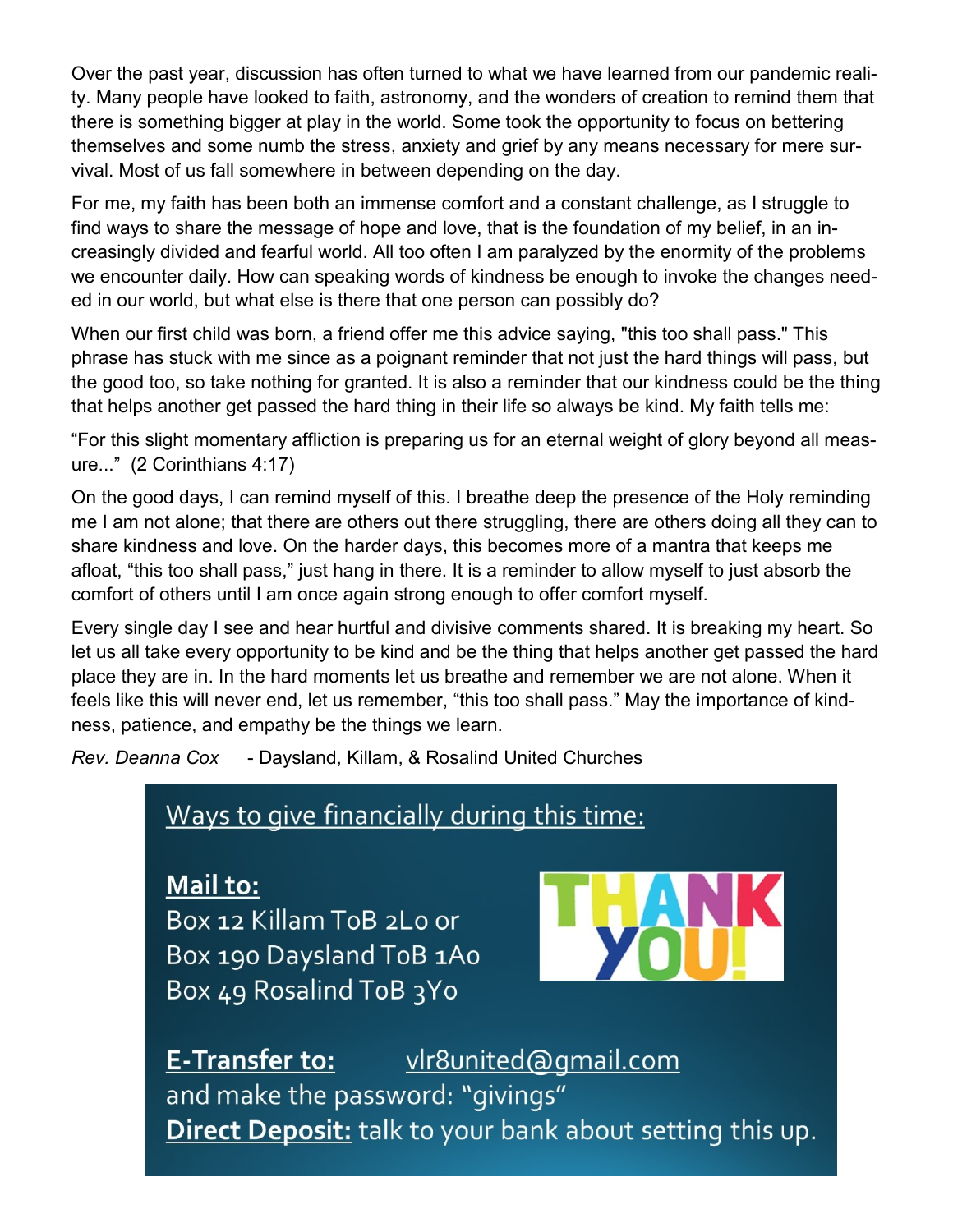Over the past year, discussion has often turned to what we have learned from our pandemic reality. Many people have looked to faith, astronomy, and the wonders of creation to remind them that there is something bigger at play in the world. Some took the opportunity to focus on bettering themselves and some numb the stress, anxiety and grief by any means necessary for mere survival. Most of us fall somewhere in between depending on the day.

For me, my faith has been both an immense comfort and a constant challenge, as I struggle to find ways to share the message of hope and love, that is the foundation of my belief, in an increasingly divided and fearful world. All too often I am paralyzed by the enormity of the problems we encounter daily. How can speaking words of kindness be enough to invoke the changes needed in our world, but what else is there that one person can possibly do?

When our first child was born, a friend offer me this advice saying, "this too shall pass." This phrase has stuck with me since as a poignant reminder that not just the hard things will pass, but the good too, so take nothing for granted. It is also a reminder that our kindness could be the thing that helps another get passed the hard thing in their life so always be kind. My faith tells me:

"For this slight momentary affliction is preparing us for an eternal weight of glory beyond all measure..." (2 Corinthians 4:17)

On the good days, I can remind myself of this. I breathe deep the presence of the Holy reminding me I am not alone; that there are others out there struggling, there are others doing all they can to share kindness and love. On the harder days, this becomes more of a mantra that keeps me afloat, "this too shall pass," just hang in there. It is a reminder to allow myself to just absorb the comfort of others until I am once again strong enough to offer comfort myself.

Every single day I see and hear hurtful and divisive comments shared. It is breaking my heart. So let us all take every opportunity to be kind and be the thing that helps another get passed the hard place they are in. In the hard moments let us breathe and remember we are not alone. When it feels like this will never end, let us remember, "this too shall pass." May the importance of kindness, patience, and empathy be the things we learn.

*Rev. Deanna Cox* - Daysland, Killam, & Rosalind United Churches

## Ways to give financially during this time:

**Mail to:**
Box 12 Killam T0B 2L0 or
Box 190 Daysland T0B 1A0
Box 49 Rosalind T0B 3Y0

THANK YOU!

**E-Transfer to:** vlr8united@gmail.com
and make the password: "givings"

**Direct Deposit:** talk to your bank about setting this up.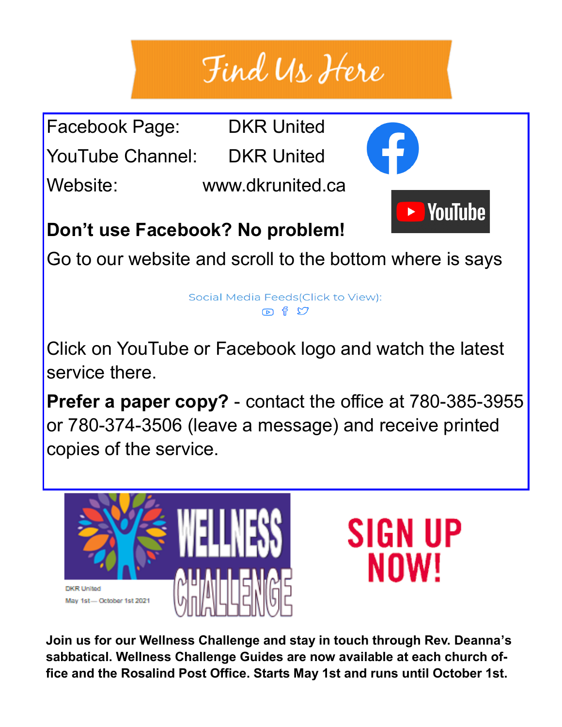# Find Us Here

Facebook Page: DKR United

YouTube Channel: DKR United

Website: www.dkrunited.ca

**Don't use Facebook? No problem!**

Go to our website and scroll to the bottom where is says

Social Media Feeds(Click to View):

Click on YouTube or Facebook logo and watch the latest service there.

**Prefer a paper copy?** - contact the office at 780-385-3955 or 780-374-3506 (leave a message) and receive printed copies of the service.

WELLNESS CHALLENGE

DKR United

May 1st— October 1st 2021

SIGN UP NOW!

**Join us for our Wellness Challenge and stay in touch through Rev. Deanna's sabbatical. Wellness Challenge Guides are now available at each church office and the Rosalind Post Office. Starts May 1st and runs until October 1st.**